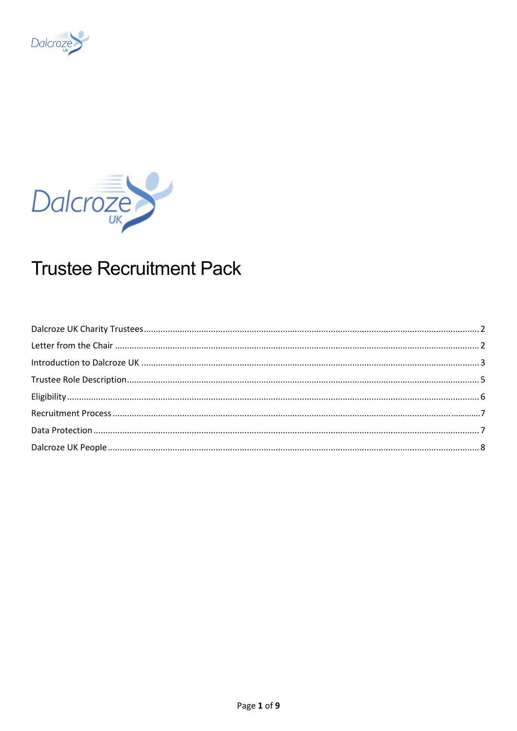# Trustee Recruitment Pack

Dalcroze UK Charity Trustees .......... 2

Letter from the Chair .......... 2

Introduction to Dalcroze UK .......... 3

Trustee Role Description .......... 5

Eligibility .......... 6

Recruitment Process .......... 7

Data Protection .......... 7

Dalcroze UK People .......... 8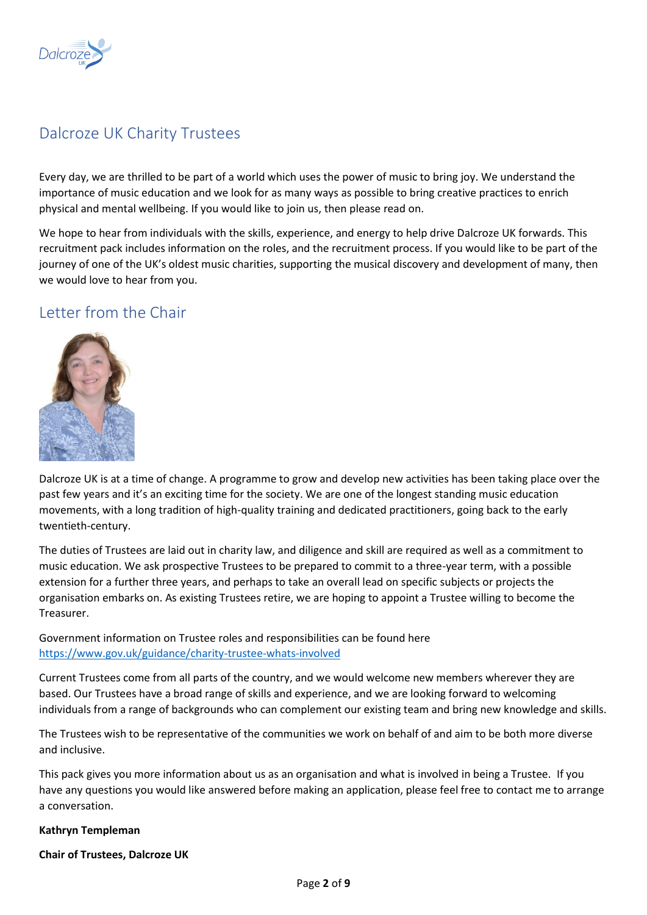# Dalcroze UK Charity Trustees

Every day, we are thrilled to be part of a world which uses the power of music to bring joy. We understand the importance of music education and we look for as many ways as possible to bring creative practices to enrich physical and mental wellbeing. If you would like to join us, then please read on.

We hope to hear from individuals with the skills, experience, and energy to help drive Dalcroze UK forwards. This recruitment pack includes information on the roles, and the recruitment process. If you would like to be part of the journey of one of the UK's oldest music charities, supporting the musical discovery and development of many, then we would love to hear from you.

## Letter from the Chair

Dalcroze UK is at a time of change. A programme to grow and develop new activities has been taking place over the past few years and it's an exciting time for the society. We are one of the longest standing music education movements, with a long tradition of high-quality training and dedicated practitioners, going back to the early twentieth-century.

The duties of Trustees are laid out in charity law, and diligence and skill are required as well as a commitment to music education. We ask prospective Trustees to be prepared to commit to a three-year term, with a possible extension for a further three years, and perhaps to take an overall lead on specific subjects or projects the organisation embarks on. As existing Trustees retire, we are hoping to appoint a Trustee willing to become the Treasurer.

Government information on Trustee roles and responsibilities can be found here https://www.gov.uk/guidance/charity-trustee-whats-involved

Current Trustees come from all parts of the country, and we would welcome new members wherever they are based. Our Trustees have a broad range of skills and experience, and we are looking forward to welcoming individuals from a range of backgrounds who can complement our existing team and bring new knowledge and skills.

The Trustees wish to be representative of the communities we work on behalf of and aim to be both more diverse and inclusive.

This pack gives you more information about us as an organisation and what is involved in being a Trustee. If you have any questions you would like answered before making an application, please feel free to contact me to arrange a conversation.

**Kathryn Templeman**

**Chair of Trustees, Dalcroze UK**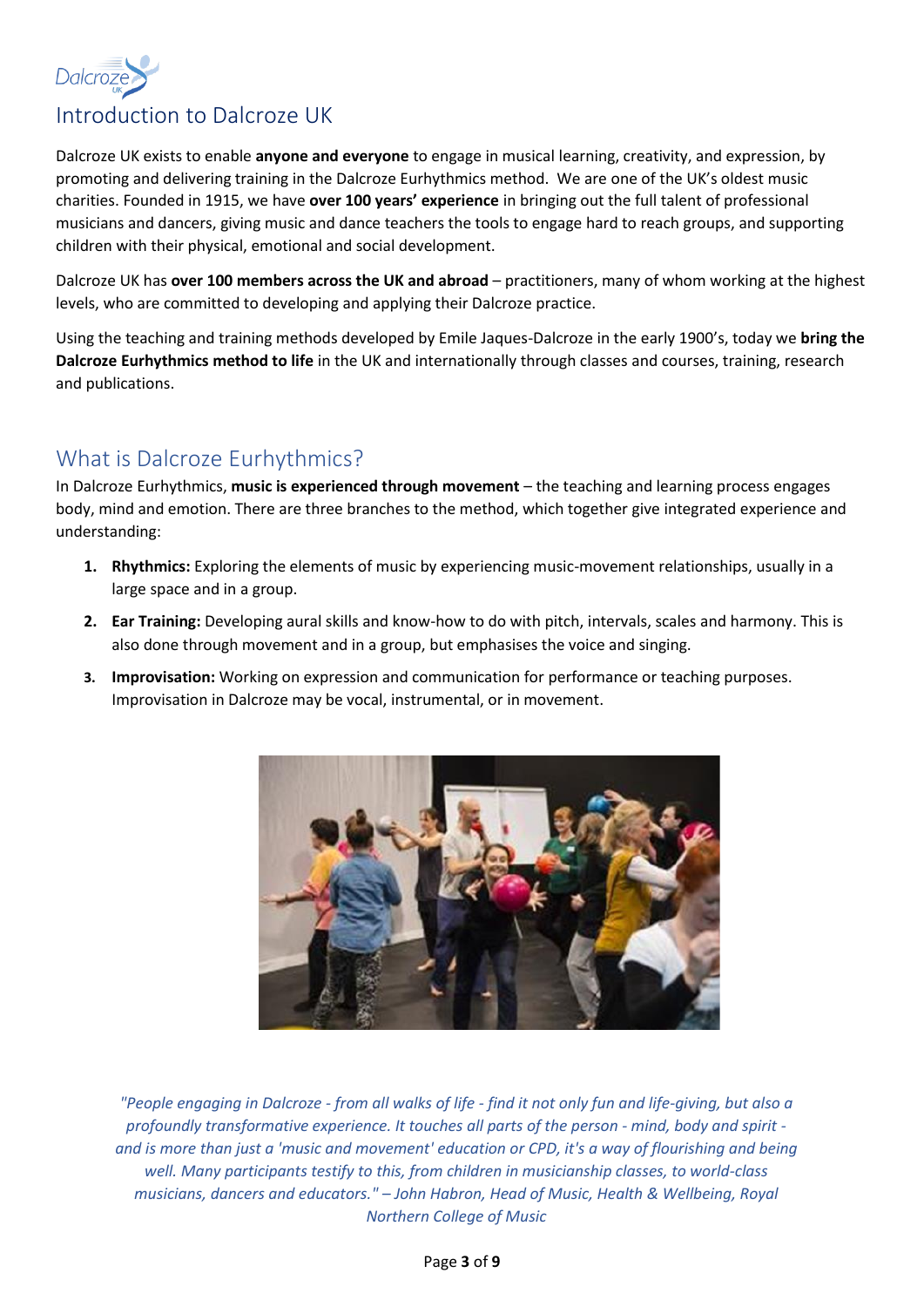# Introduction to Dalcroze UK

Dalcroze UK exists to enable **anyone and everyone** to engage in musical learning, creativity, and expression, by promoting and delivering training in the Dalcroze Eurhythmics method. We are one of the UK's oldest music charities. Founded in 1915, we have **over 100 years' experience** in bringing out the full talent of professional musicians and dancers, giving music and dance teachers the tools to engage hard to reach groups, and supporting children with their physical, emotional and social development.

Dalcroze UK has **over 100 members across the UK and abroad** – practitioners, many of whom working at the highest levels, who are committed to developing and applying their Dalcroze practice.

Using the teaching and training methods developed by Emile Jaques-Dalcroze in the early 1900's, today we **bring the Dalcroze Eurhythmics method to life** in the UK and internationally through classes and courses, training, research and publications.

## What is Dalcroze Eurhythmics?

In Dalcroze Eurhythmics, **music is experienced through movement** – the teaching and learning process engages body, mind and emotion. There are three branches to the method, which together give integrated experience and understanding:

1. **Rhythmics:** Exploring the elements of music by experiencing music-movement relationships, usually in a large space and in a group.
2. **Ear Training:** Developing aural skills and know-how to do with pitch, intervals, scales and harmony. This is also done through movement and in a group, but emphasises the voice and singing.
3. **Improvisation:** Working on expression and communication for performance or teaching purposes. Improvisation in Dalcroze may be vocal, instrumental, or in movement.

*"People engaging in Dalcroze - from all walks of life - find it not only fun and life-giving, but also a profoundly transformative experience. It touches all parts of the person - mind, body and spirit - and is more than just a 'music and movement' education or CPD, it's a way of flourishing and being well. Many participants testify to this, from children in musicianship classes, to world-class musicians, dancers and educators." – John Habron, Head of Music, Health & Wellbeing, Royal Northern College of Music*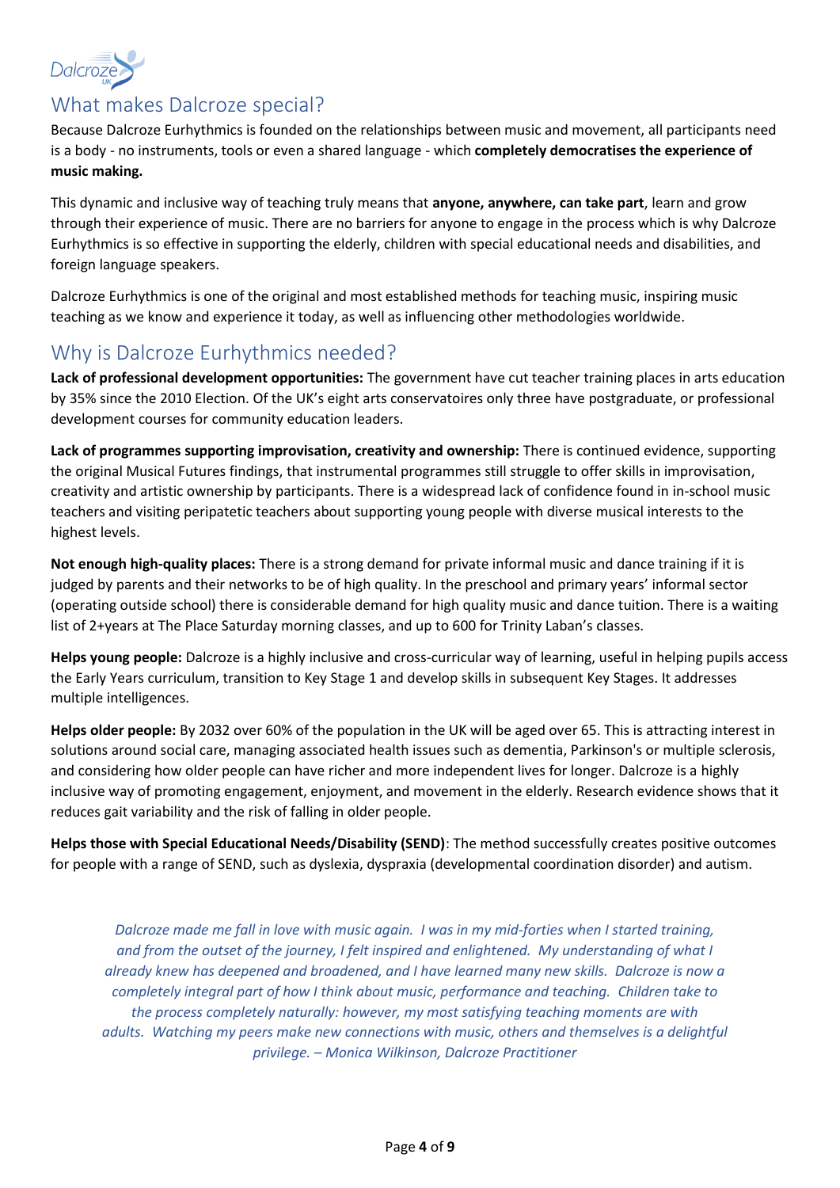## What makes Dalcroze special?

Because Dalcroze Eurhythmics is founded on the relationships between music and movement, all participants need is a body - no instruments, tools or even a shared language - which **completely democratises the experience of music making.**

This dynamic and inclusive way of teaching truly means that **anyone, anywhere, can take part**, learn and grow through their experience of music. There are no barriers for anyone to engage in the process which is why Dalcroze Eurhythmics is so effective in supporting the elderly, children with special educational needs and disabilities, and foreign language speakers.

Dalcroze Eurhythmics is one of the original and most established methods for teaching music, inspiring music teaching as we know and experience it today, as well as influencing other methodologies worldwide.

## Why is Dalcroze Eurhythmics needed?

**Lack of professional development opportunities:** The government have cut teacher training places in arts education by 35% since the 2010 Election. Of the UK's eight arts conservatoires only three have postgraduate, or professional development courses for community education leaders.

**Lack of programmes supporting improvisation, creativity and ownership:** There is continued evidence, supporting the original Musical Futures findings, that instrumental programmes still struggle to offer skills in improvisation, creativity and artistic ownership by participants. There is a widespread lack of confidence found in in-school music teachers and visiting peripatetic teachers about supporting young people with diverse musical interests to the highest levels.

**Not enough high-quality places:** There is a strong demand for private informal music and dance training if it is judged by parents and their networks to be of high quality. In the preschool and primary years' informal sector (operating outside school) there is considerable demand for high quality music and dance tuition. There is a waiting list of 2+years at The Place Saturday morning classes, and up to 600 for Trinity Laban's classes.

**Helps young people:** Dalcroze is a highly inclusive and cross-curricular way of learning, useful in helping pupils access the Early Years curriculum, transition to Key Stage 1 and develop skills in subsequent Key Stages. It addresses multiple intelligences.

**Helps older people:** By 2032 over 60% of the population in the UK will be aged over 65. This is attracting interest in solutions around social care, managing associated health issues such as dementia, Parkinson's or multiple sclerosis, and considering how older people can have richer and more independent lives for longer. Dalcroze is a highly inclusive way of promoting engagement, enjoyment, and movement in the elderly. Research evidence shows that it reduces gait variability and the risk of falling in older people.

**Helps those with Special Educational Needs/Disability (SEND)**: The method successfully creates positive outcomes for people with a range of SEND, such as dyslexia, dyspraxia (developmental coordination disorder) and autism.

*Dalcroze made me fall in love with music again. I was in my mid-forties when I started training, and from the outset of the journey, I felt inspired and enlightened. My understanding of what I already knew has deepened and broadened, and I have learned many new skills. Dalcroze is now a completely integral part of how I think about music, performance and teaching. Children take to the process completely naturally: however, my most satisfying teaching moments are with adults. Watching my peers make new connections with music, others and themselves is a delightful privilege. – Monica Wilkinson, Dalcroze Practitioner*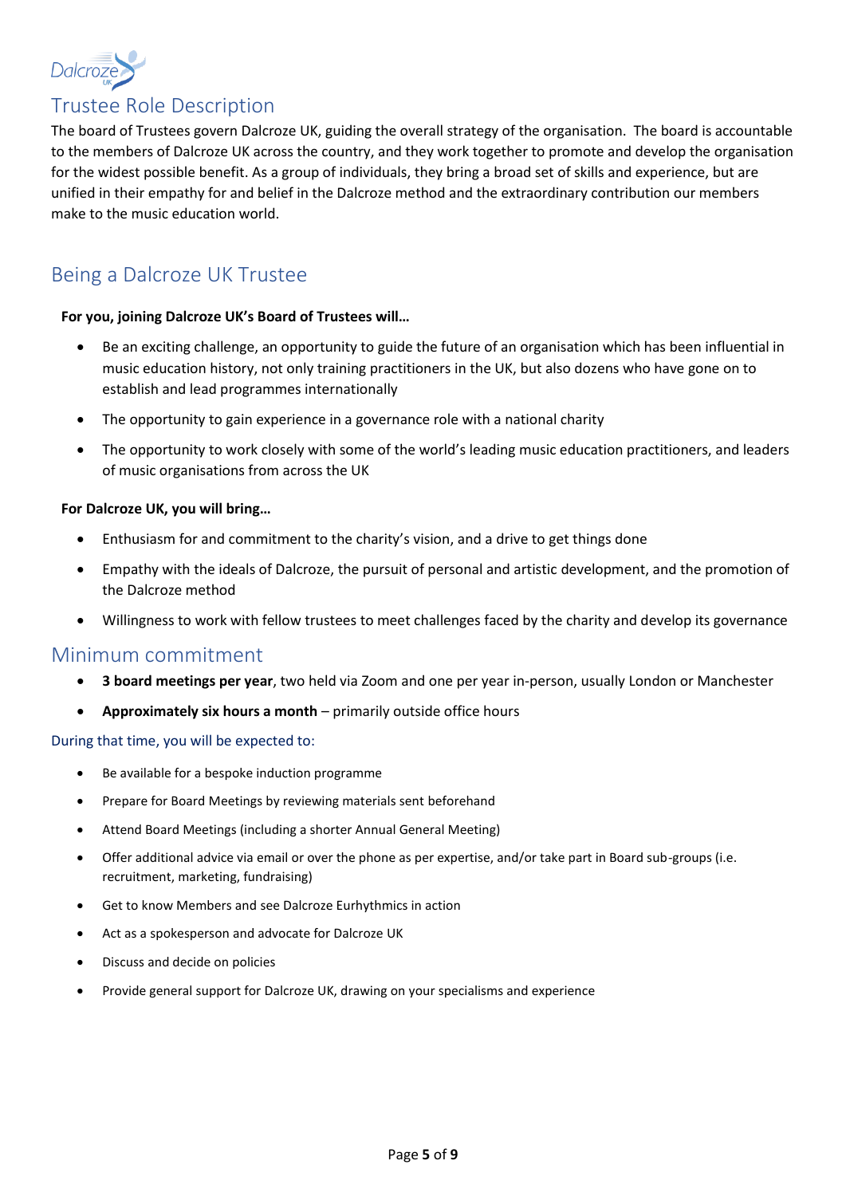# Trustee Role Description

The board of Trustees govern Dalcroze UK, guiding the overall strategy of the organisation. The board is accountable to the members of Dalcroze UK across the country, and they work together to promote and develop the organisation for the widest possible benefit. As a group of individuals, they bring a broad set of skills and experience, but are unified in their empathy for and belief in the Dalcroze method and the extraordinary contribution our members make to the music education world.

## Being a Dalcroze UK Trustee

**For you, joining Dalcroze UK's Board of Trustees will…**

- Be an exciting challenge, an opportunity to guide the future of an organisation which has been influential in music education history, not only training practitioners in the UK, but also dozens who have gone on to establish and lead programmes internationally
- The opportunity to gain experience in a governance role with a national charity
- The opportunity to work closely with some of the world's leading music education practitioners, and leaders of music organisations from across the UK

**For Dalcroze UK, you will bring…**

- Enthusiasm for and commitment to the charity's vision, and a drive to get things done
- Empathy with the ideals of Dalcroze, the pursuit of personal and artistic development, and the promotion of the Dalcroze method
- Willingness to work with fellow trustees to meet challenges faced by the charity and develop its governance

## Minimum commitment

- **3 board meetings per year**, two held via Zoom and one per year in-person, usually London or Manchester
- **Approximately six hours a month** – primarily outside office hours

### During that time, you will be expected to:

- Be available for a bespoke induction programme
- Prepare for Board Meetings by reviewing materials sent beforehand
- Attend Board Meetings (including a shorter Annual General Meeting)
- Offer additional advice via email or over the phone as per expertise, and/or take part in Board sub-groups (i.e. recruitment, marketing, fundraising)
- Get to know Members and see Dalcroze Eurhythmics in action
- Act as a spokesperson and advocate for Dalcroze UK
- Discuss and decide on policies
- Provide general support for Dalcroze UK, drawing on your specialisms and experience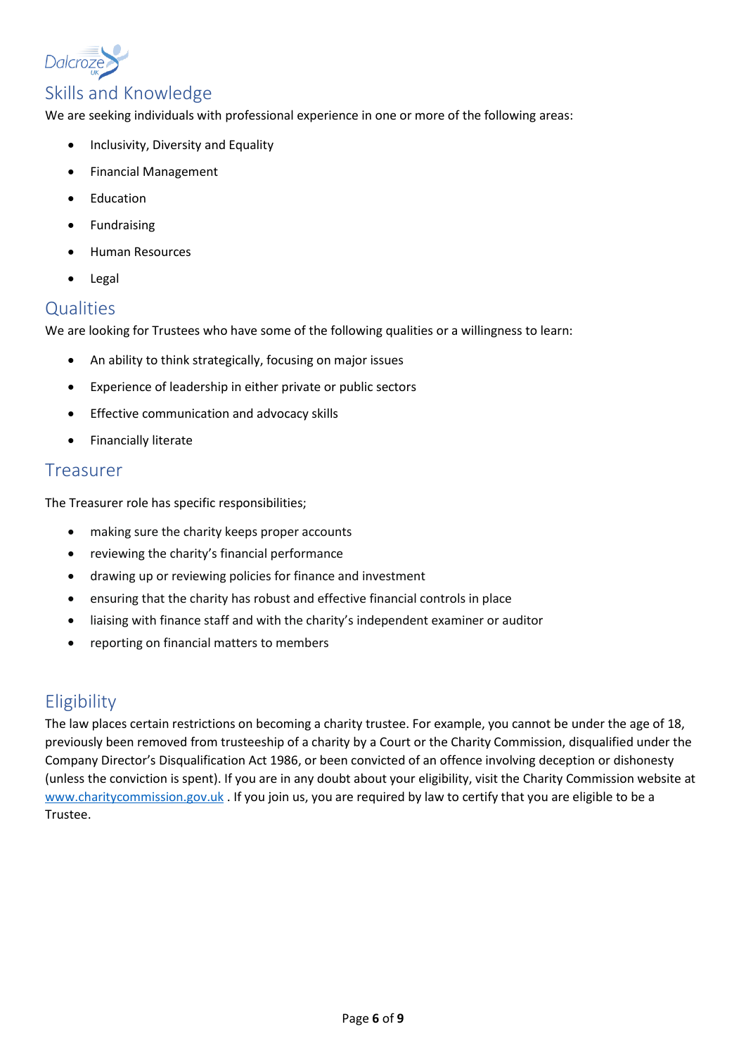## Skills and Knowledge

We are seeking individuals with professional experience in one or more of the following areas:

- Inclusivity, Diversity and Equality
- Financial Management
- Education
- Fundraising
- Human Resources
- Legal

## Qualities

We are looking for Trustees who have some of the following qualities or a willingness to learn:

- An ability to think strategically, focusing on major issues
- Experience of leadership in either private or public sectors
- Effective communication and advocacy skills
- Financially literate

## Treasurer

The Treasurer role has specific responsibilities;

- making sure the charity keeps proper accounts
- reviewing the charity's financial performance
- drawing up or reviewing policies for finance and investment
- ensuring that the charity has robust and effective financial controls in place
- liaising with finance staff and with the charity's independent examiner or auditor
- reporting on financial matters to members

## Eligibility

The law places certain restrictions on becoming a charity trustee. For example, you cannot be under the age of 18, previously been removed from trusteeship of a charity by a Court or the Charity Commission, disqualified under the Company Director's Disqualification Act 1986, or been convicted of an offence involving deception or dishonesty (unless the conviction is spent). If you are in any doubt about your eligibility, visit the Charity Commission website at [www.charitycommission.gov.uk](http://www.charitycommission.gov.uk) . If you join us, you are required by law to certify that you are eligible to be a Trustee.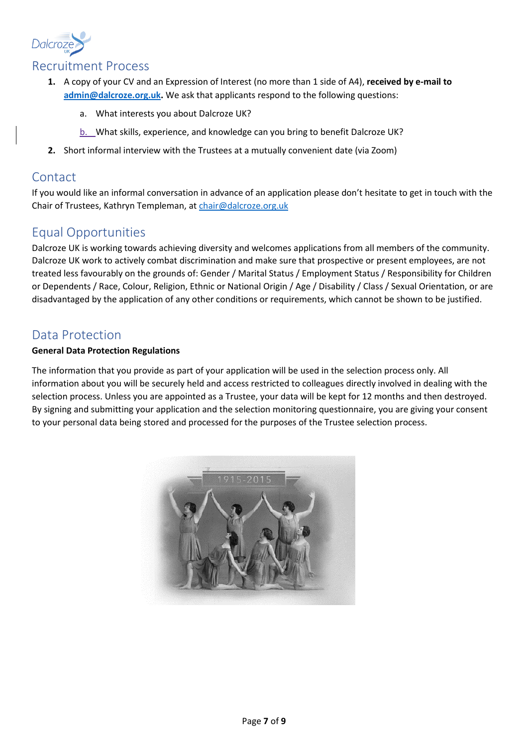## Recruitment Process

1. A copy of your CV and an Expression of Interest (no more than 1 side of A4), **received by e-mail to admin@dalcroze.org.uk.** We ask that applicants respond to the following questions:
    a. What interests you about Dalcroze UK?
    b. What skills, experience, and knowledge can you bring to benefit Dalcroze UK?
2. Short informal interview with the Trustees at a mutually convenient date (via Zoom)

## Contact

If you would like an informal conversation in advance of an application please don't hesitate to get in touch with the Chair of Trustees, Kathryn Templeman, at chair@dalcroze.org.uk

## Equal Opportunities

Dalcroze UK is working towards achieving diversity and welcomes applications from all members of the community. Dalcroze UK work to actively combat discrimination and make sure that prospective or present employees, are not treated less favourably on the grounds of: Gender / Marital Status / Employment Status / Responsibility for Children or Dependents / Race, Colour, Religion, Ethnic or National Origin / Age / Disability / Class / Sexual Orientation, or are disadvantaged by the application of any other conditions or requirements, which cannot be shown to be justified.

## Data Protection

**General Data Protection Regulations**

The information that you provide as part of your application will be used in the selection process only. All information about you will be securely held and access restricted to colleagues directly involved in dealing with the selection process. Unless you are appointed as a Trustee, your data will be kept for 12 months and then destroyed. By signing and submitting your application and the selection monitoring questionnaire, you are giving your consent to your personal data being stored and processed for the purposes of the Trustee selection process.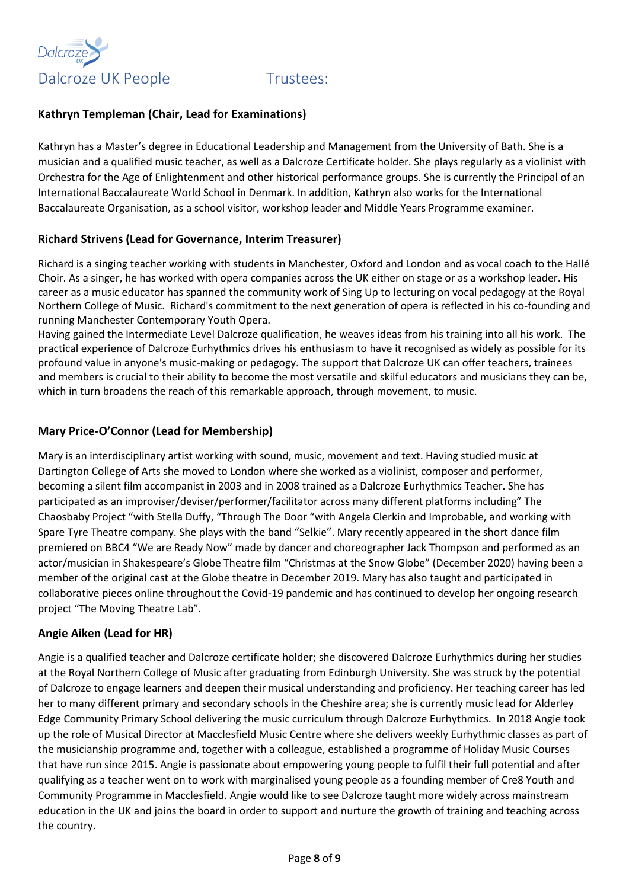# Dalcroze UK People

## Trustees:

### Kathryn Templeman (Chair, Lead for Examinations)

Kathryn has a Master's degree in Educational Leadership and Management from the University of Bath. She is a musician and a qualified music teacher, as well as a Dalcroze Certificate holder. She plays regularly as a violinist with Orchestra for the Age of Enlightenment and other historical performance groups. She is currently the Principal of an International Baccalaureate World School in Denmark. In addition, Kathryn also works for the International Baccalaureate Organisation, as a school visitor, workshop leader and Middle Years Programme examiner.

### Richard Strivens (Lead for Governance, Interim Treasurer)

Richard is a singing teacher working with students in Manchester, Oxford and London and as vocal coach to the Hallé Choir. As a singer, he has worked with opera companies across the UK either on stage or as a workshop leader. His career as a music educator has spanned the community work of Sing Up to lecturing on vocal pedagogy at the Royal Northern College of Music. Richard's commitment to the next generation of opera is reflected in his co-founding and running Manchester Contemporary Youth Opera.
Having gained the Intermediate Level Dalcroze qualification, he weaves ideas from his training into all his work. The practical experience of Dalcroze Eurhythmics drives his enthusiasm to have it recognised as widely as possible for its profound value in anyone's music-making or pedagogy. The support that Dalcroze UK can offer teachers, trainees and members is crucial to their ability to become the most versatile and skilful educators and musicians they can be, which in turn broadens the reach of this remarkable approach, through movement, to music.

### Mary Price-O'Connor (Lead for Membership)

Mary is an interdisciplinary artist working with sound, music, movement and text. Having studied music at Dartington College of Arts she moved to London where she worked as a violinist, composer and performer, becoming a silent film accompanist in 2003 and in 2008 trained as a Dalcroze Eurhythmics Teacher. She has participated as an improviser/deviser/performer/facilitator across many different platforms including" The Chaosbaby Project "with Stella Duffy, "Through The Door "with Angela Clerkin and Improbable, and working with Spare Tyre Theatre company. She plays with the band "Selkie". Mary recently appeared in the short dance film premiered on BBC4 "We are Ready Now" made by dancer and choreographer Jack Thompson and performed as an actor/musician in Shakespeare's Globe Theatre film "Christmas at the Snow Globe" (December 2020) having been a member of the original cast at the Globe theatre in December 2019. Mary has also taught and participated in collaborative pieces online throughout the Covid-19 pandemic and has continued to develop her ongoing research project "The Moving Theatre Lab".

### Angie Aiken (Lead for HR)

Angie is a qualified teacher and Dalcroze certificate holder; she discovered Dalcroze Eurhythmics during her studies at the Royal Northern College of Music after graduating from Edinburgh University. She was struck by the potential of Dalcroze to engage learners and deepen their musical understanding and proficiency. Her teaching career has led her to many different primary and secondary schools in the Cheshire area; she is currently music lead for Alderley Edge Community Primary School delivering the music curriculum through Dalcroze Eurhythmics. In 2018 Angie took up the role of Musical Director at Macclesfield Music Centre where she delivers weekly Eurhythmic classes as part of the musicianship programme and, together with a colleague, established a programme of Holiday Music Courses that have run since 2015. Angie is passionate about empowering young people to fulfil their full potential and after qualifying as a teacher went on to work with marginalised young people as a founding member of Cre8 Youth and Community Programme in Macclesfield. Angie would like to see Dalcroze taught more widely across mainstream education in the UK and joins the board in order to support and nurture the growth of training and teaching across the country.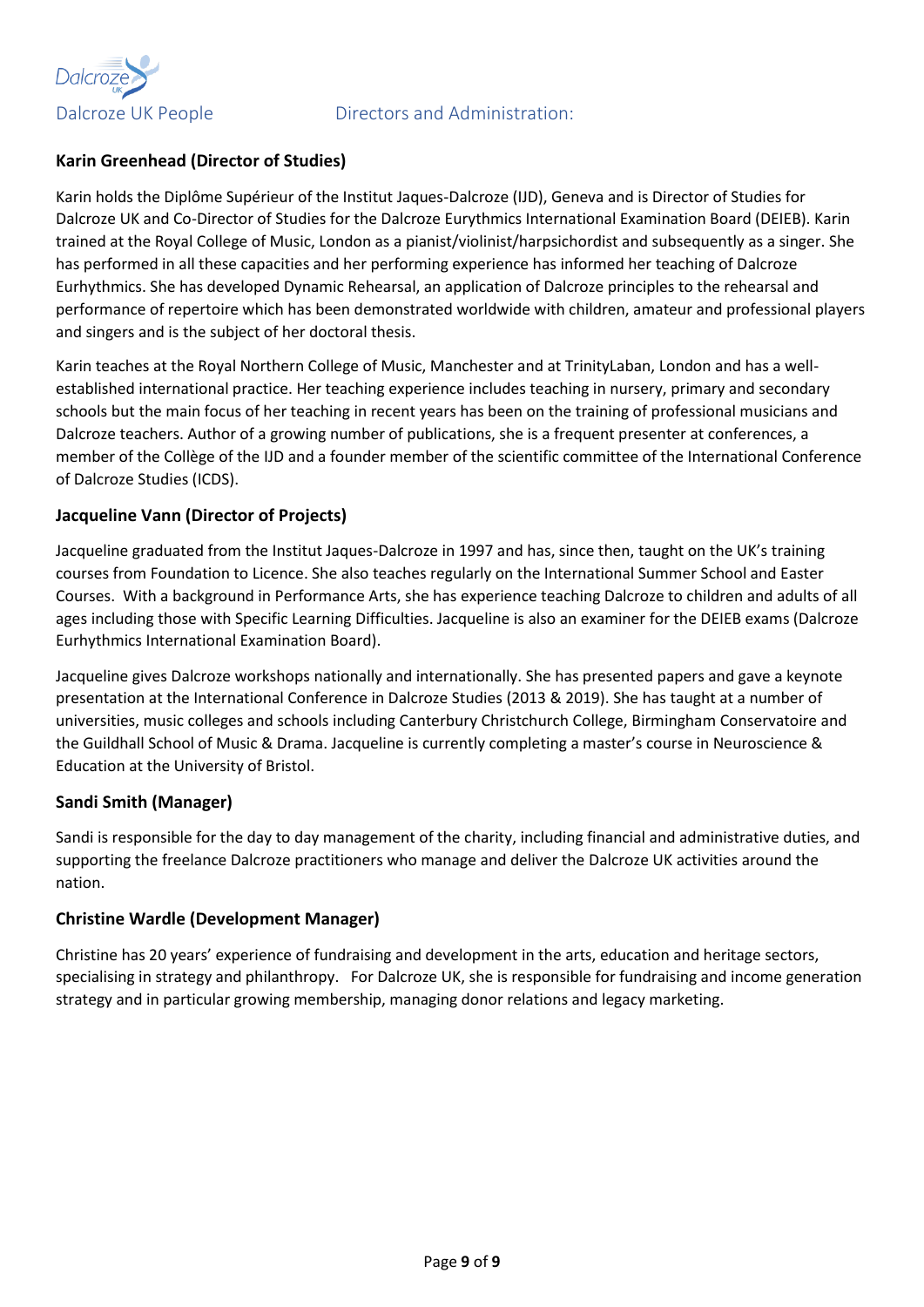Dalcroze UK People    Directors and Administration:

### Karin Greenhead (Director of Studies)

Karin holds the Diplôme Supérieur of the Institut Jaques-Dalcroze (IJD), Geneva and is Director of Studies for Dalcroze UK and Co-Director of Studies for the Dalcroze Eurythmics International Examination Board (DEIEB). Karin trained at the Royal College of Music, London as a pianist/violinist/harpsichordist and subsequently as a singer. She has performed in all these capacities and her performing experience has informed her teaching of Dalcroze Eurhythmics. She has developed Dynamic Rehearsal, an application of Dalcroze principles to the rehearsal and performance of repertoire which has been demonstrated worldwide with children, amateur and professional players and singers and is the subject of her doctoral thesis.

Karin teaches at the Royal Northern College of Music, Manchester and at TrinityLaban, London and has a well-established international practice. Her teaching experience includes teaching in nursery, primary and secondary schools but the main focus of her teaching in recent years has been on the training of professional musicians and Dalcroze teachers. Author of a growing number of publications, she is a frequent presenter at conferences, a member of the Collège of the IJD and a founder member of the scientific committee of the International Conference of Dalcroze Studies (ICDS).

### Jacqueline Vann (Director of Projects)

Jacqueline graduated from the Institut Jaques-Dalcroze in 1997 and has, since then, taught on the UK's training courses from Foundation to Licence. She also teaches regularly on the International Summer School and Easter Courses. With a background in Performance Arts, she has experience teaching Dalcroze to children and adults of all ages including those with Specific Learning Difficulties. Jacqueline is also an examiner for the DEIEB exams (Dalcroze Eurhythmics International Examination Board).

Jacqueline gives Dalcroze workshops nationally and internationally. She has presented papers and gave a keynote presentation at the International Conference in Dalcroze Studies (2013 & 2019). She has taught at a number of universities, music colleges and schools including Canterbury Christchurch College, Birmingham Conservatoire and the Guildhall School of Music & Drama. Jacqueline is currently completing a master's course in Neuroscience & Education at the University of Bristol.

### Sandi Smith (Manager)

Sandi is responsible for the day to day management of the charity, including financial and administrative duties, and supporting the freelance Dalcroze practitioners who manage and deliver the Dalcroze UK activities around the nation.

### Christine Wardle (Development Manager)

Christine has 20 years' experience of fundraising and development in the arts, education and heritage sectors, specialising in strategy and philanthropy. For Dalcroze UK, she is responsible for fundraising and income generation strategy and in particular growing membership, managing donor relations and legacy marketing.